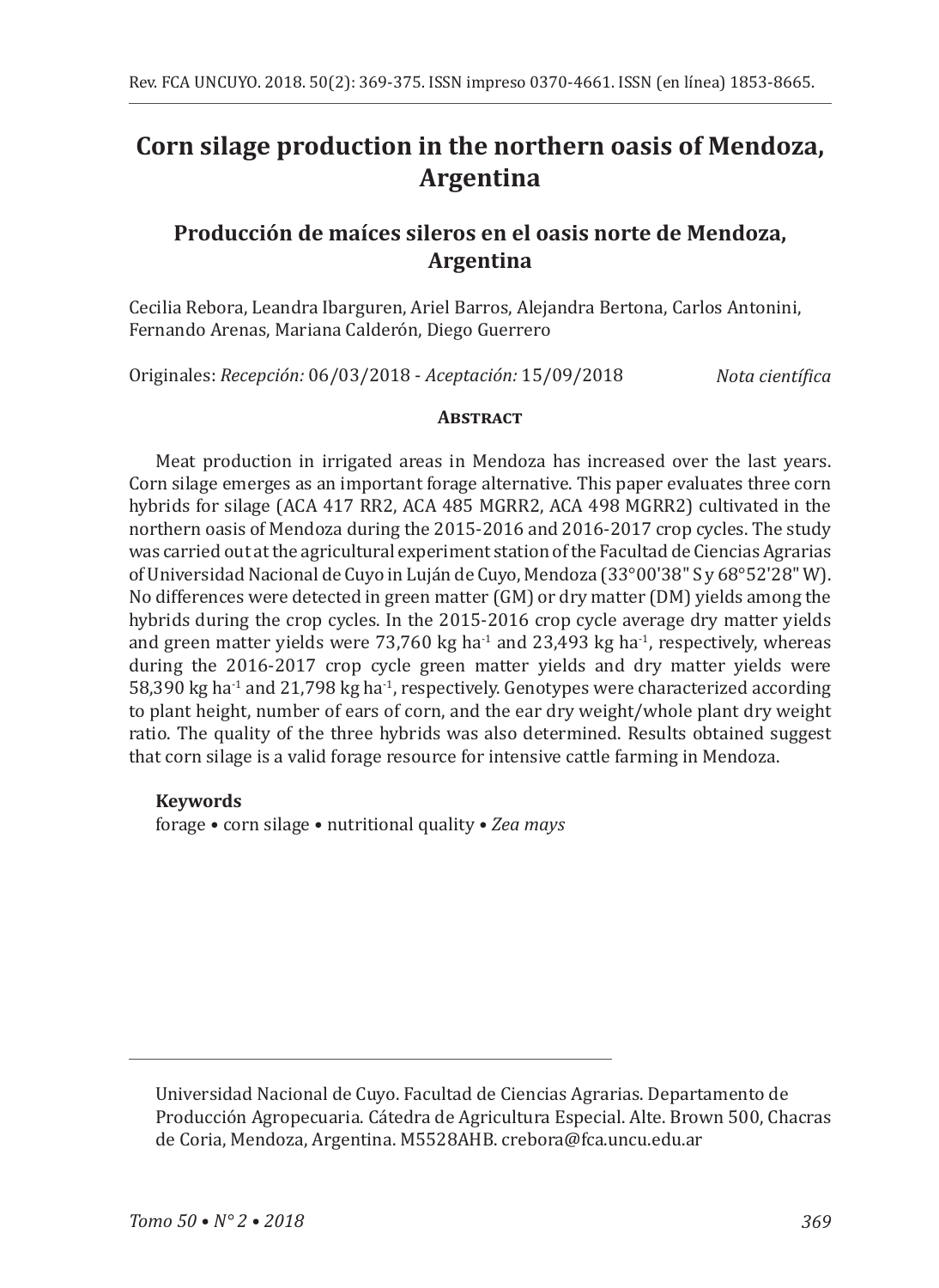# Corn silage production in the northern oasis of Mendoza, Argentina

## Producción de maíces sileros en el oasis norte de Mendoza, Argentina

Cecilia Rebora, Leandra Ibarguren, Ariel Barros, Alejandra Bertona, Carlos Antonini, Fernando Arenas, Mariana Calderón, Diego Guerrero

Originales: *Recepción:* 06/03/2018 - *Aceptación:* 15/09/2018 *Nota científica*

### Abstract

Meat production in irrigated areas in Mendoza has increased over the last years. Corn silage emerges as an important forage alternative. This paper evaluates three corn hybrids for silage (ACA 417 RR2, ACA 485 MGRR2, ACA 498 MGRR2) cultivated in the northern oasis of Mendoza during the 2015-2016 and 2016-2017 crop cycles. The study was carried out at the agricultural experiment station of the Facultad de Ciencias Agrarias of Universidad Nacional de Cuyo in Luján de Cuyo, Mendoza (33°00'38" S y 68°52'28" W). No differences were detected in green matter (GM) or dry matter (DM) yields among the hybrids during the crop cycles. In the 2015-2016 crop cycle average dry matter yields and green matter yields were 73,760 kg $ha^{-1}$ and 23,493 kg $ha^{-1}$, respectively, whereas during the 2016-2017 crop cycle green matter yields and dry matter yields were 58,390 kg $ha^{-1}$ and 21,798 kg $ha^{-1}$, respectively. Genotypes were characterized according to plant height, number of ears of corn, and the ear dry weight/whole plant dry weight ratio. The quality of the three hybrids was also determined. Results obtained suggest that corn silage is a valid forage resource for intensive cattle farming in Mendoza.

**Keywords**

forage • corn silage • nutritional quality • *Zea mays*

---

Universidad Nacional de Cuyo. Facultad de Ciencias Agrarias. Departamento de Producción Agropecuaria. Cátedra de Agricultura Especial. Alte. Brown 500, Chacras de Coria, Mendoza, Argentina. M5528AHB. crebora@fca.uncu.edu.ar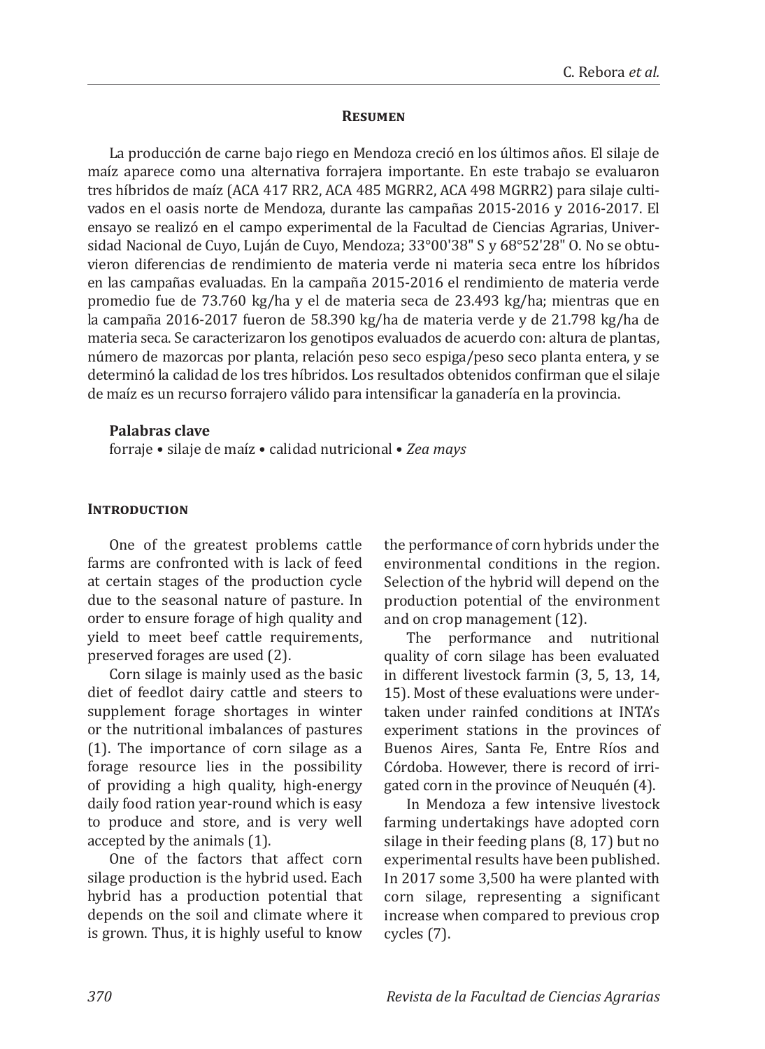## Resumen

La producción de carne bajo riego en Mendoza creció en los últimos años. El silaje de maíz aparece como una alternativa forrajera importante. En este trabajo se evaluaron tres híbridos de maíz (ACA 417 RR2, ACA 485 MGRR2, ACA 498 MGRR2) para silaje cultivados en el oasis norte de Mendoza, durante las campañas 2015-2016 y 2016-2017. El ensayo se realizó en el campo experimental de la Facultad de Ciencias Agrarias, Universidad Nacional de Cuyo, Luján de Cuyo, Mendoza; 33°00'38" S y 68°52'28" O. No se obtuvieron diferencias de rendimiento de materia verde ni materia seca entre los híbridos en las campañas evaluadas. En la campaña 2015-2016 el rendimiento de materia verde promedio fue de 73.760 kg/ha y el de materia seca de 23.493 kg/ha; mientras que en la campaña 2016-2017 fueron de 58.390 kg/ha de materia verde y de 21.798 kg/ha de materia seca. Se caracterizaron los genotipos evaluados de acuerdo con: altura de plantas, número de mazorcas por planta, relación peso seco espiga/peso seco planta entera, y se determinó la calidad de los tres híbridos. Los resultados obtenidos confirman que el silaje de maíz es un recurso forrajero válido para intensificar la ganadería en la provincia.

**Palabras clave**

forraje • silaje de maíz • calidad nutricional • *Zea mays*

## Introduction

One of the greatest problems cattle farms are confronted with is lack of feed at certain stages of the production cycle due to the seasonal nature of pasture. In order to ensure forage of high quality and yield to meet beef cattle requirements, preserved forages are used (2).

Corn silage is mainly used as the basic diet of feedlot dairy cattle and steers to supplement forage shortages in winter or the nutritional imbalances of pastures (1). The importance of corn silage as a forage resource lies in the possibility of providing a high quality, high-energy daily food ration year-round which is easy to produce and store, and is very well accepted by the animals (1).

One of the factors that affect corn silage production is the hybrid used. Each hybrid has a production potential that depends on the soil and climate where it is grown. Thus, it is highly useful to know the performance of corn hybrids under the environmental conditions in the region. Selection of the hybrid will depend on the production potential of the environment and on crop management (12).

The performance and nutritional quality of corn silage has been evaluated in different livestock farmin (3, 5, 13, 14, 15). Most of these evaluations were undertaken under rainfed conditions at INTA's experiment stations in the provinces of Buenos Aires, Santa Fe, Entre Ríos and Córdoba. However, there is record of irrigated corn in the province of Neuquén (4).

In Mendoza a few intensive livestock farming undertakings have adopted corn silage in their feeding plans (8, 17) but no experimental results have been published. In 2017 some 3,500 ha were planted with corn silage, representing a significant increase when compared to previous crop cycles (7).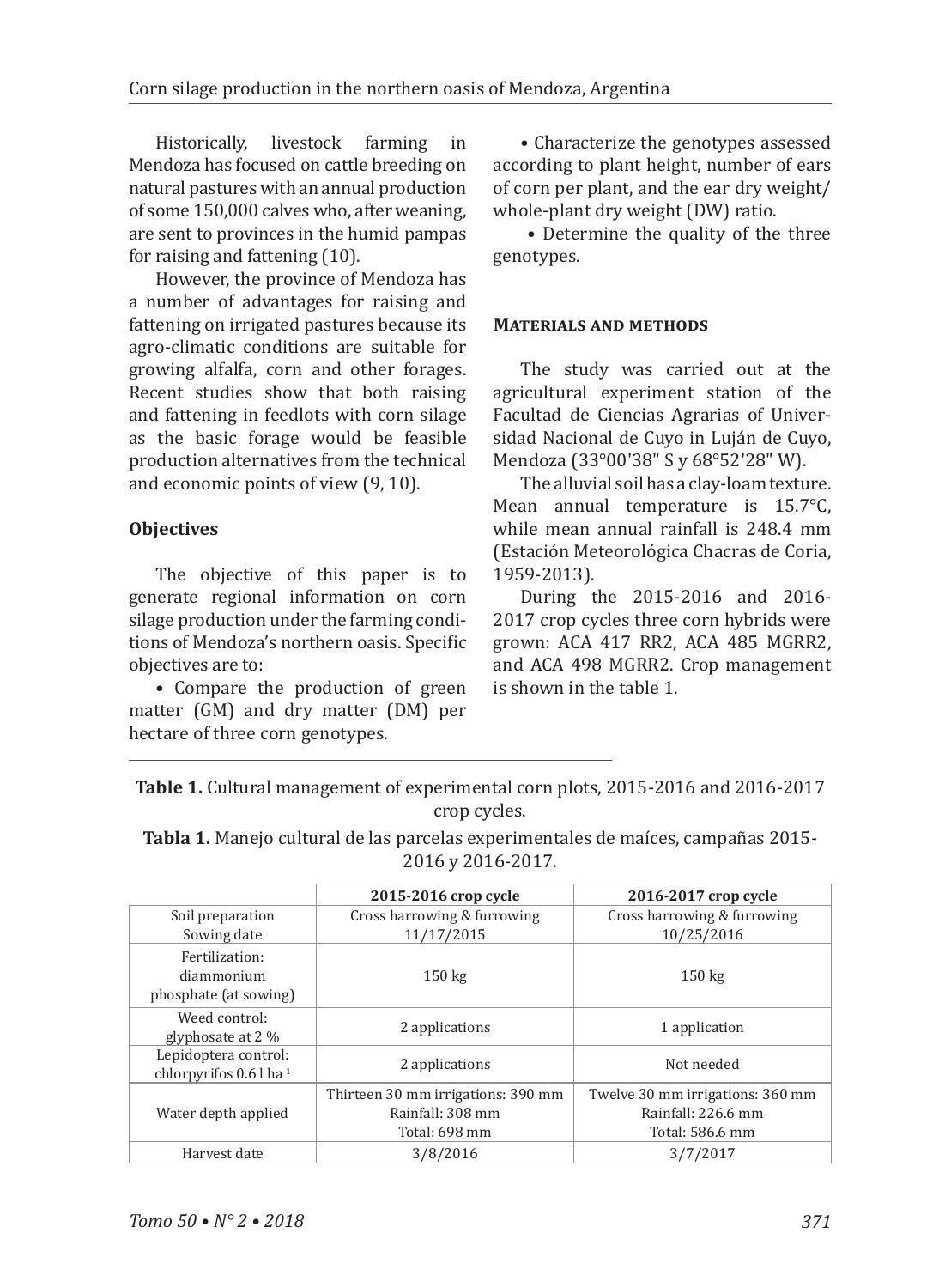Historically, livestock farming in Mendoza has focused on cattle breeding on natural pastures with an annual production of some 150,000 calves who, after weaning, are sent to provinces in the humid pampas for raising and fattening (10).

However, the province of Mendoza has a number of advantages for raising and fattening on irrigated pastures because its agro-climatic conditions are suitable for growing alfalfa, corn and other forages. Recent studies show that both raising and fattening in feedlots with corn silage as the basic forage would be feasible production alternatives from the technical and economic points of view (9, 10).

## Objectives

The objective of this paper is to generate regional information on corn silage production under the farming conditions of Mendoza's northern oasis. Specific objectives are to:

- Compare the production of green matter (GM) and dry matter (DM) per hectare of three corn genotypes.
- Characterize the genotypes assessed according to plant height, number of ears of corn per plant, and the ear dry weight/ whole-plant dry weight (DW) ratio.
- Determine the quality of the three genotypes.

## Materials and methods

The study was carried out at the agricultural experiment station of the Facultad de Ciencias Agrarias of Universidad Nacional de Cuyo in Luján de Cuyo, Mendoza (33°00'38" S y 68°52'28" W).

The alluvial soil has a clay-loam texture. Mean annual temperature is 15.7°C, while mean annual rainfall is 248.4 mm (Estación Meteorológica Chacras de Coria, 1959-2013).

During the 2015-2016 and 2016-2017 crop cycles three corn hybrids were grown: ACA 417 RR2, ACA 485 MGRR2, and ACA 498 MGRR2. Crop management is shown in the table 1.

**Table 1.** Cultural management of experimental corn plots, 2015-2016 and 2016-2017 crop cycles.

**Tabla 1.** Manejo cultural de las parcelas experimentales de maíces, campañas 2015-2016 y 2016-2017.

| | 2015-2016 crop cycle | 2016-2017 crop cycle |
|---|---|---|
| Soil preparation<br>Sowing date | Cross harrowing & furrowing<br>11/17/2015 | Cross harrowing & furrowing<br>10/25/2016 |
| Fertilization: diammonium phosphate (at sowing) | 150 kg | 150 kg |
| Weed control: glyphosate at 2 % | 2 applications | 1 application |
| Lepidoptera control: chlorpyrifos 0.6 l $ha^{-1}$ | 2 applications | Not needed |
| Water depth applied | Thirteen 30 mm irrigations: 390 mm<br>Rainfall: 308 mm<br>Total: 698 mm | Twelve 30 mm irrigations: 360 mm<br>Rainfall: 226.6 mm<br>Total: 586.6 mm |
| Harvest date | 3/8/2016 | 3/7/2017 |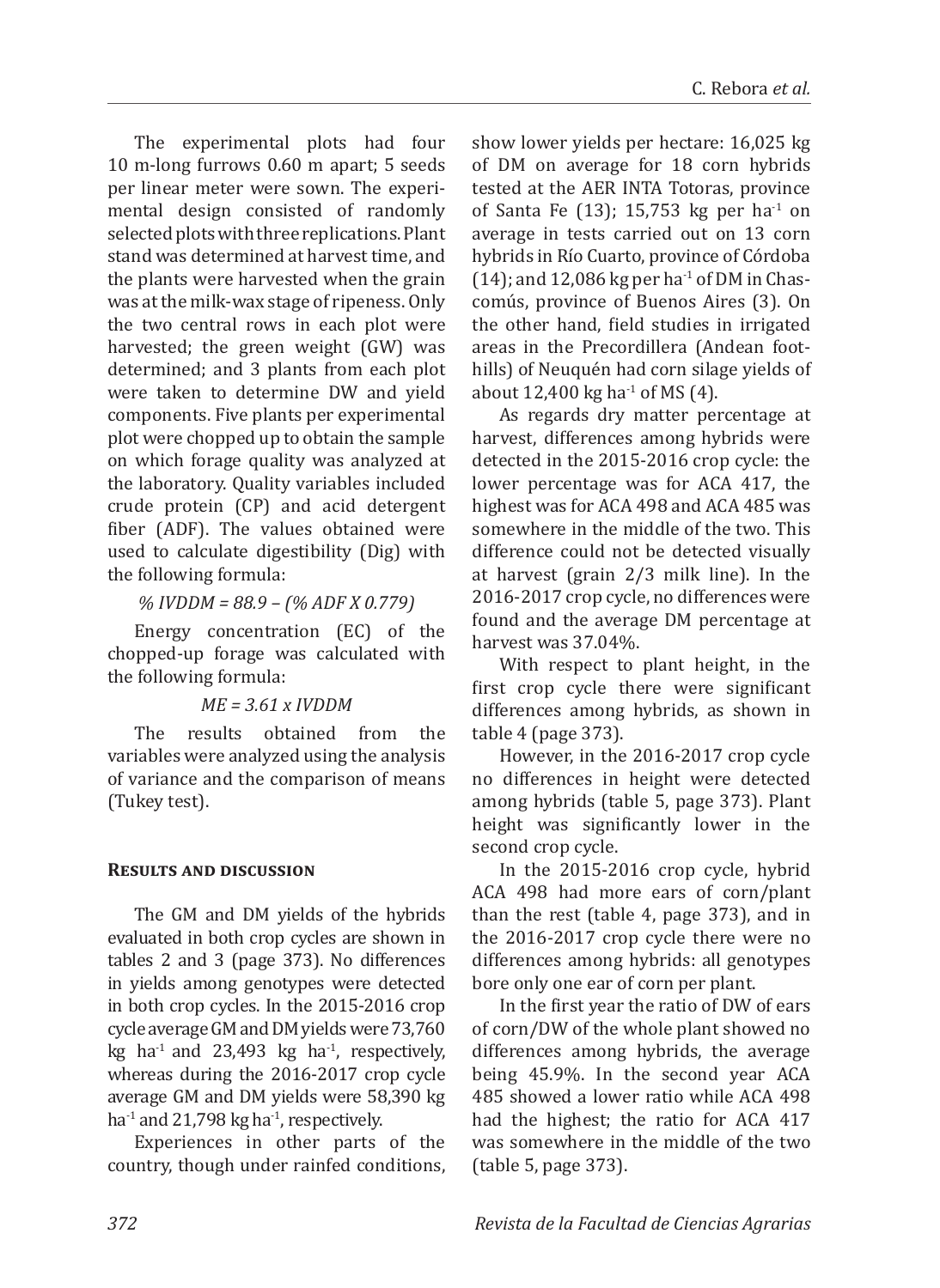The experimental plots had four 10 m-long furrows 0.60 m apart; 5 seeds per linear meter were sown. The experimental design consisted of randomly selected plots with three replications. Plant stand was determined at harvest time, and the plants were harvested when the grain was at the milk-wax stage of ripeness. Only the two central rows in each plot were harvested; the green weight (GW) was determined; and 3 plants from each plot were taken to determine DW and yield components. Five plants per experimental plot were chopped up to obtain the sample on which forage quality was analyzed at the laboratory. Quality variables included crude protein (CP) and acid detergent fiber (ADF). The values obtained were used to calculate digestibility (Dig) with the following formula:

*% IVDDM = 88.9 – (% ADF X 0.779)*

Energy concentration (EC) of the chopped-up forage was calculated with the following formula:

*ME = 3.61 x IVDDM*

The results obtained from the variables were analyzed using the analysis of variance and the comparison of means (Tukey test).

## Results and discussion

The GM and DM yields of the hybrids evaluated in both crop cycles are shown in tables 2 and 3 (page 373). No differences in yields among genotypes were detected in both crop cycles. In the 2015-2016 crop cycle average GM and DM yields were 73,760 kg ha$^{-1}$ and 23,493 kg ha$^{-1}$, respectively, whereas during the 2016-2017 crop cycle average GM and DM yields were 58,390 kg ha$^{-1}$ and 21,798 kg ha$^{-1}$, respectively.

Experiences in other parts of the country, though under rainfed conditions, show lower yields per hectare: 16,025 kg of DM on average for 18 corn hybrids tested at the AER INTA Totoras, province of Santa Fe (13); 15,753 kg per ha$^{-1}$ on average in tests carried out on 13 corn hybrids in Río Cuarto, province of Córdoba (14); and 12,086 kg per ha$^{-1}$ of DM in Chascomús, province of Buenos Aires (3). On the other hand, field studies in irrigated areas in the Precordillera (Andean foothills) of Neuquén had corn silage yields of about 12,400 kg ha$^{-1}$ of MS (4).

As regards dry matter percentage at harvest, differences among hybrids were detected in the 2015-2016 crop cycle: the lower percentage was for ACA 417, the highest was for ACA 498 and ACA 485 was somewhere in the middle of the two. This difference could not be detected visually at harvest (grain 2/3 milk line). In the 2016-2017 crop cycle, no differences were found and the average DM percentage at harvest was 37.04%.

With respect to plant height, in the first crop cycle there were significant differences among hybrids, as shown in table 4 (page 373).

However, in the 2016-2017 crop cycle no differences in height were detected among hybrids (table 5, page 373). Plant height was significantly lower in the second crop cycle.

In the 2015-2016 crop cycle, hybrid ACA 498 had more ears of corn/plant than the rest (table 4, page 373), and in the 2016-2017 crop cycle there were no differences among hybrids: all genotypes bore only one ear of corn per plant.

In the first year the ratio of DW of ears of corn/DW of the whole plant showed no differences among hybrids, the average being 45.9%. In the second year ACA 485 showed a lower ratio while ACA 498 had the highest; the ratio for ACA 417 was somewhere in the middle of the two (table 5, page 373).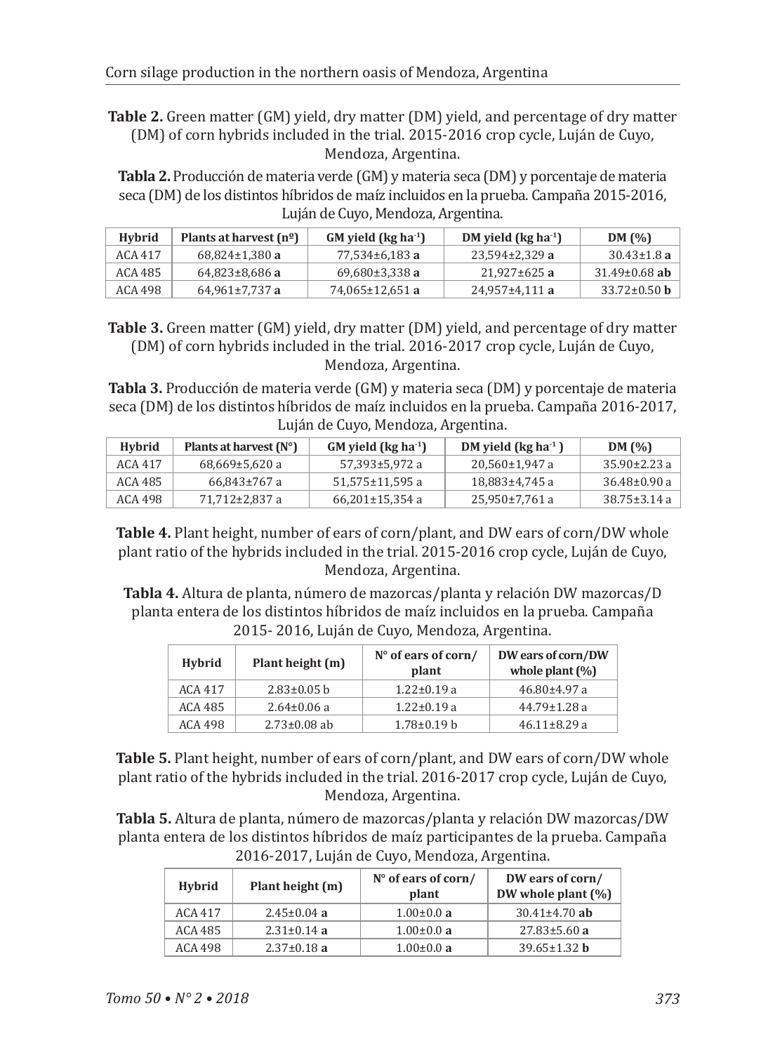**Table 2.** Green matter (GM) yield, dry matter (DM) yield, and percentage of dry matter (DM) of corn hybrids included in the trial. 2015-2016 crop cycle, Luján de Cuyo, Mendoza, Argentina.

**Tabla 2.** Producción de materia verde (GM) y materia seca (DM) y porcentaje de materia seca (DM) de los distintos híbridos de maíz incluidos en la prueba. Campaña 2015-2016, Luján de Cuyo, Mendoza, Argentina.

| Hybrid | Plants at harvest (nº) | GM yield (kg ha$^{-1}$) | DM yield (kg ha$^{-1}$) | DM (%) |
|---|---|---|---|---|
| ACA 417 | 68,824±1,380 **a** | 77,534±6,183 **a** | 23,594±2,329 **a** | 30.43±1.8 **a** |
| ACA 485 | 64,823±8,686 **a** | 69,680±3,338 **a** | 21,927±625 **a** | 31.49±0.68 **ab** |
| ACA 498 | 64,961±7,737 **a** | 74,065±12,651 **a** | 24,957±4,111 **a** | 33.72±0.50 **b** |

**Table 3.** Green matter (GM) yield, dry matter (DM) yield, and percentage of dry matter (DM) of corn hybrids included in the trial. 2016-2017 crop cycle, Luján de Cuyo, Mendoza, Argentina.

**Tabla 3.** Producción de materia verde (GM) y materia seca (DM) y porcentaje de materia seca (DM) de los distintos híbridos de maíz incluidos en la prueba. Campaña 2016-2017, Luján de Cuyo, Mendoza, Argentina.

| Hybrid | Plants at harvest (N°) | GM yield (kg ha$^{-1}$) | DM yield (kg ha$^{-1}$) | DM (%) |
|---|---|---|---|---|
| ACA 417 | 68,669±5,620 a | 57,393±5,972 a | 20,560±1,947 a | 35.90±2.23 a |
| ACA 485 | 66,843±767 a | 51,575±11,595 a | 18,883±4,745 a | 36.48±0.90 a |
| ACA 498 | 71,712±2,837 a | 66,201±15,354 a | 25,950±7,761 a | 38.75±3.14 a |

**Table 4.** Plant height, number of ears of corn/plant, and DW ears of corn/DW whole plant ratio of the hybrids included in the trial. 2015-2016 crop cycle, Luján de Cuyo, Mendoza, Argentina.

**Tabla 4.** Altura de planta, número de mazorcas/planta y relación DW mazorcas/D planta entera de los distintos híbridos de maíz incluidos en la prueba. Campaña 2015- 2016, Luján de Cuyo, Mendoza, Argentina.

| Hybrid | Plant height (m) | N° of ears of corn/plant | DW ears of corn/DW whole plant (%) |
|---|---|---|---|
| ACA 417 | 2.83±0.05 b | 1.22±0.19 a | 46.80±4.97 a |
| ACA 485 | 2.64±0.06 a | 1.22±0.19 a | 44.79±1.28 a |
| ACA 498 | 2.73±0.08 ab | 1.78±0.19 b | 46.11±8.29 a |

**Table 5.** Plant height, number of ears of corn/plant, and DW ears of corn/DW whole plant ratio of the hybrids included in the trial. 2016-2017 crop cycle, Luján de Cuyo, Mendoza, Argentina.

**Tabla 5.** Altura de planta, número de mazorcas/planta y relación DW mazorcas/DW planta entera de los distintos híbridos de maíz participantes de la prueba. Campaña 2016-2017, Luján de Cuyo, Mendoza, Argentina.

| Hybrid | Plant height (m) | N° of ears of corn/plant | DW ears of corn/DW whole plant (%) |
|---|---|---|---|
| ACA 417 | 2.45±0.04 **a** | 1.00±0.0 **a** | 30.41±4.70 **ab** |
| ACA 485 | 2.31±0.14 **a** | 1.00±0.0 **a** | 27.83±5.60 **a** |
| ACA 498 | 2.37±0.18 **a** | 1.00±0.0 **a** | 39.65±1.32 **b** |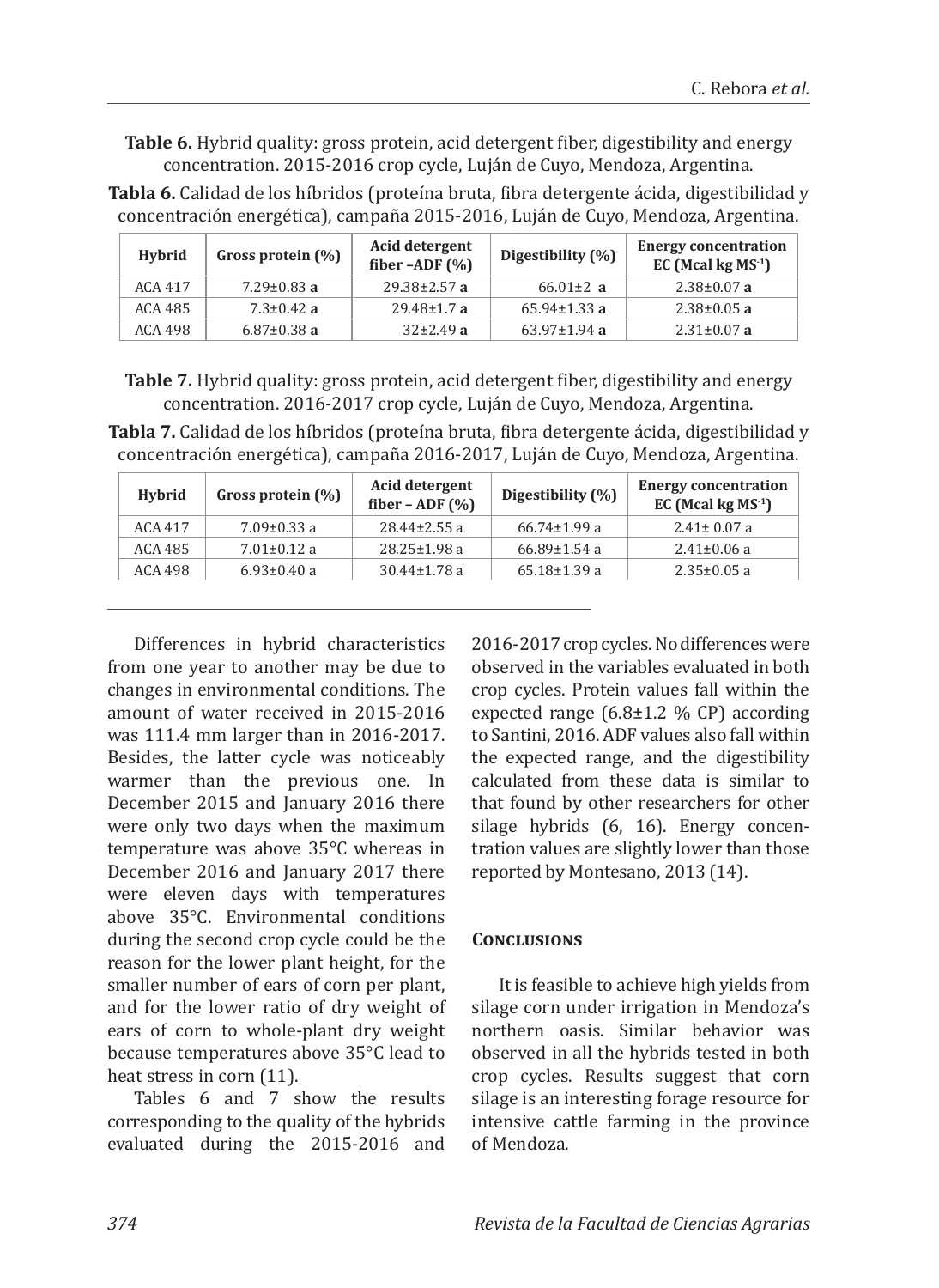**Table 6.** Hybrid quality: gross protein, acid detergent fiber, digestibility and energy concentration. 2015-2016 crop cycle, Luján de Cuyo, Mendoza, Argentina.

**Tabla 6.** Calidad de los híbridos (proteína bruta, fibra detergente ácida, digestibilidad y concentración energética), campaña 2015-2016, Luján de Cuyo, Mendoza, Argentina.

| Hybrid | Gross protein (%) | Acid detergent fiber –ADF (%) | Digestibility (%) | Energy concentration EC (Mcal kg $MS^{-1}$) |
|---|---|---|---|---|
| ACA 417 | 7.29±0.83 **a** | 29.38±2.57 **a** | 66.01±2 **a** | 2.38±0.07 **a** |
| ACA 485 | 7.3±0.42 **a** | 29.48±1.7 **a** | 65.94±1.33 **a** | 2.38±0.05 **a** |
| ACA 498 | 6.87±0.38 **a** | 32±2.49 **a** | 63.97±1.94 **a** | 2.31±0.07 **a** |

**Table 7.** Hybrid quality: gross protein, acid detergent fiber, digestibility and energy concentration. 2016-2017 crop cycle, Luján de Cuyo, Mendoza, Argentina.

**Tabla 7.** Calidad de los híbridos (proteína bruta, fibra detergente ácida, digestibilidad y concentración energética), campaña 2016-2017, Luján de Cuyo, Mendoza, Argentina.

| Hybrid | Gross protein (%) | Acid detergent fiber – ADF (%) | Digestibility (%) | Energy concentration EC (Mcal kg $MS^{-1}$) |
|---|---|---|---|---|
| ACA 417 | 7.09±0.33 a | 28.44±2.55 a | 66.74±1.99 a | 2.41± 0.07 a |
| ACA 485 | 7.01±0.12 a | 28.25±1.98 a | 66.89±1.54 a | 2.41±0.06 a |
| ACA 498 | 6.93±0.40 a | 30.44±1.78 a | 65.18±1.39 a | 2.35±0.05 a |

Differences in hybrid characteristics from one year to another may be due to changes in environmental conditions. The amount of water received in 2015-2016 was 111.4 mm larger than in 2016-2017. Besides, the latter cycle was noticeably warmer than the previous one. In December 2015 and January 2016 there were only two days when the maximum temperature was above 35°C whereas in December 2016 and January 2017 there were eleven days with temperatures above 35°C. Environmental conditions during the second crop cycle could be the reason for the lower plant height, for the smaller number of ears of corn per plant, and for the lower ratio of dry weight of ears of corn to whole-plant dry weight because temperatures above 35°C lead to heat stress in corn (11).

Tables 6 and 7 show the results corresponding to the quality of the hybrids evaluated during the 2015-2016 and 2016-2017 crop cycles. No differences were observed in the variables evaluated in both crop cycles. Protein values fall within the expected range (6.8±1.2 % CP) according to Santini, 2016. ADF values also fall within the expected range, and the digestibility calculated from these data is similar to that found by other researchers for other silage hybrids (6, 16). Energy concentration values are slightly lower than those reported by Montesano, 2013 (14).

## Conclusions

It is feasible to achieve high yields from silage corn under irrigation in Mendoza's northern oasis. Similar behavior was observed in all the hybrids tested in both crop cycles. Results suggest that corn silage is an interesting forage resource for intensive cattle farming in the province of Mendoza.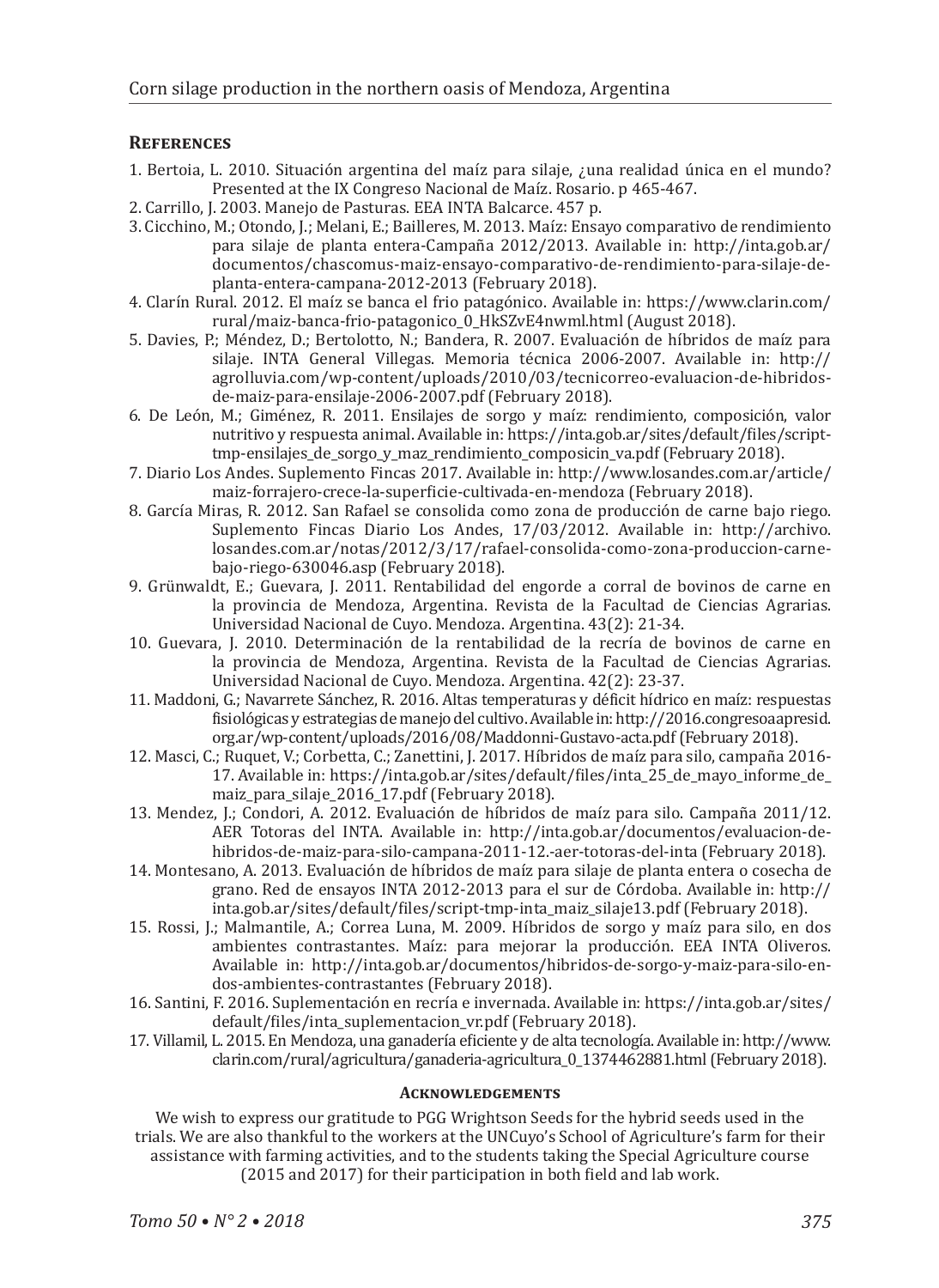## References

1. Bertoia, L. 2010. Situación argentina del maíz para silaje, ¿una realidad única en el mundo? Presented at the IX Congreso Nacional de Maíz. Rosario. p 465-467.
2. Carrillo, J. 2003. Manejo de Pasturas. EEA INTA Balcarce. 457 p.
3. Cicchino, M.; Otondo, J.; Melani, E.; Bailleres, M. 2013. Maíz: Ensayo comparativo de rendimiento para silaje de planta entera-Campaña 2012/2013. Available in: http://inta.gob.ar/documentos/chascomus-maiz-ensayo-comparativo-de-rendimiento-para-silaje-de-planta-entera-campana-2012-2013 (February 2018).
4. Clarín Rural. 2012. El maíz se banca el frio patagónico. Available in: https://www.clarin.com/rural/maiz-banca-frio-patagonico_0_HkSZvE4nwml.html (August 2018).
5. Davies, P.; Méndez, D.; Bertolotto, N.; Bandera, R. 2007. Evaluación de híbridos de maíz para silaje. INTA General Villegas. Memoria técnica 2006-2007. Available in: http://agrolluvia.com/wp-content/uploads/2010/03/tecnicorreo-evaluacion-de-hibridos-de-maiz-para-ensilaje-2006-2007.pdf (February 2018).
6. De León, M.; Giménez, R. 2011. Ensilajes de sorgo y maíz: rendimiento, composición, valor nutritivo y respuesta animal. Available in: https://inta.gob.ar/sites/default/files/script-tmp-ensilajes_de_sorgo_y_maz_rendimiento_composicin_va.pdf (February 2018).
7. Diario Los Andes. Suplemento Fincas 2017. Available in: http://www.losandes.com.ar/article/maiz-forrajero-crece-la-superficie-cultivada-en-mendoza (February 2018).
8. García Miras, R. 2012. San Rafael se consolida como zona de producción de carne bajo riego. Suplemento Fincas Diario Los Andes, 17/03/2012. Available in: http://archivo.losandes.com.ar/notas/2012/3/17/rafael-consolida-como-zona-produccion-carne-bajo-riego-630046.asp (February 2018).
9. Grünwaldt, E.; Guevara, J. 2011. Rentabilidad del engorde a corral de bovinos de carne en la provincia de Mendoza, Argentina. Revista de la Facultad de Ciencias Agrarias. Universidad Nacional de Cuyo. Mendoza. Argentina. 43(2): 21-34.
10. Guevara, J. 2010. Determinación de la rentabilidad de la recría de bovinos de carne en la provincia de Mendoza, Argentina. Revista de la Facultad de Ciencias Agrarias. Universidad Nacional de Cuyo. Mendoza. Argentina. 42(2): 23-37.
11. Maddoni, G.; Navarrete Sánchez, R. 2016. Altas temperaturas y déficit hídrico en maíz: respuestas fisiológicas y estrategias de manejo del cultivo. Available in: http://2016.congresoaapresid.org.ar/wp-content/uploads/2016/08/Maddonni-Gustavo-acta.pdf (February 2018).
12. Masci, C.; Ruquet, V.; Corbetta, C.; Zanettini, J. 2017. Híbridos de maíz para silo, campaña 2016-17. Available in: https://inta.gob.ar/sites/default/files/inta_25_de_mayo_informe_de_maiz_para_silaje_2016_17.pdf (February 2018).
13. Mendez, J.; Condori, A. 2012. Evaluación de híbridos de maíz para silo. Campaña 2011/12. AER Totoras del INTA. Available in: http://inta.gob.ar/documentos/evaluacion-de-hibridos-de-maiz-para-silo-campana-2011-12.-aer-totoras-del-inta (February 2018).
14. Montesano, A. 2013. Evaluación de híbridos de maíz para silaje de planta entera o cosecha de grano. Red de ensayos INTA 2012-2013 para el sur de Córdoba. Available in: http://inta.gob.ar/sites/default/files/script-tmp-inta_maiz_silaje13.pdf (February 2018).
15. Rossi, J.; Malmantile, A.; Correa Luna, M. 2009. Híbridos de sorgo y maíz para silo, en dos ambientes contrastantes. Maíz: para mejorar la producción. EEA INTA Oliveros. Available in: http://inta.gob.ar/documentos/hibridos-de-sorgo-y-maiz-para-silo-en-dos-ambientes-contrastantes (February 2018).
16. Santini, F. 2016. Suplementación en recría e invernada. Available in: https://inta.gob.ar/sites/default/files/inta_suplementacion_vr.pdf (February 2018).
17. Villamil, L. 2015. En Mendoza, una ganadería eficiente y de alta tecnología. Available in: http://www.clarin.com/rural/agricultura/ganaderia-agricultura_0_1374462881.html (February 2018).

## Acknowledgements

We wish to express our gratitude to PGG Wrightson Seeds for the hybrid seeds used in the trials. We are also thankful to the workers at the UNCuyo's School of Agriculture's farm for their assistance with farming activities, and to the students taking the Special Agriculture course (2015 and 2017) for their participation in both field and lab work.